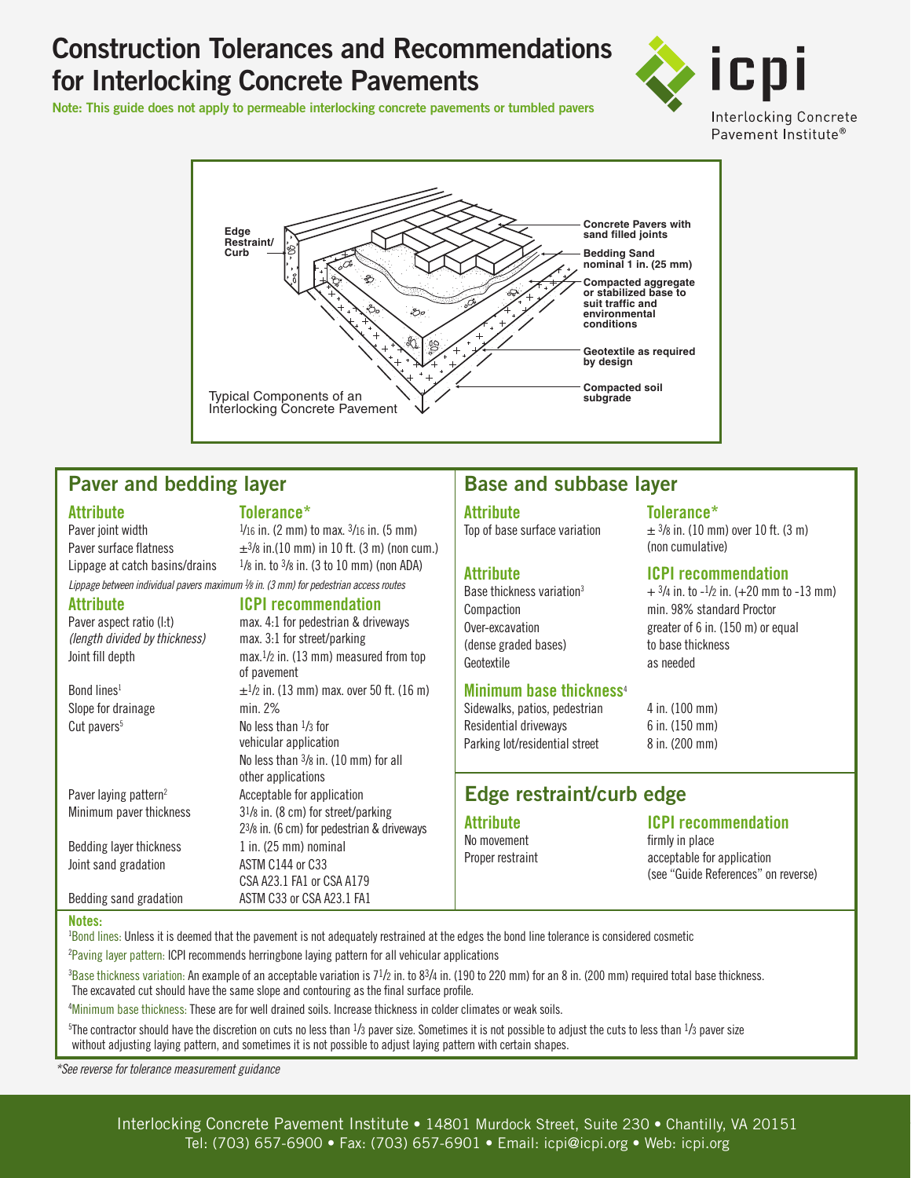# Construction Tolerances and Recommendations for Interlocking Concrete Pavements

**Note: This guide does not apply to permeable interlocking concrete pavements or tumbled pavers**

Edge Restraint/ Curb

Concrete Pavers with sand filled joints

Bedding Sand nominal 1 in. (25 mm)

Compacted aggregate or stabilized base to suit traffic and environmental conditions

Geotextile as required by design

Compacted soil subgrade

Typical Components of an Interlocking Concrete Pavement

## Paver and bedding layer

| Attribute | Tolerance* |
|---|---|
| Paver joint width | 1/16 in. (2 mm) to max. 3/16 in. (5 mm) |
| Paver surface flatness | ±3/8 in.(10 mm) in 10 ft. (3 m) (non cum.) |
| Lippage at catch basins/drains | 1/8 in. to 3/8 in. (3 to 10 mm) (non ADA) |

*Lippage between individual pavers maximum 1/8 in. (3 mm) for pedestrian access routes*

| Attribute | ICPI recommendation |
|---|---|
| Paver aspect ratio (l:t) *(length divided by thickness)* | max. 4:1 for pedestrian & driveways; max. 3:1 for street/parking |
| Joint fill depth | max. 1/2 in. (13 mm) measured from top of pavement |
| Bond lines[1] | ±1/2 in. (13 mm) max. over 50 ft. (16 m) |
| Slope for drainage | min. 2% |
| Cut pavers[5] | No less than 1/3 for vehicular application; No less than 3/8 in. (10 mm) for all other applications |
| Paver laying pattern[2] | Acceptable for application |
| Minimum paver thickness | 3 1/8 in. (8 cm) for street/parking; 2 3/8 in. (6 cm) for pedestrian & driveways |
| Bedding layer thickness | 1 in. (25 mm) nominal |
| Joint sand gradation | ASTM C144 or C33; CSA A23.1 FA1 or CSA A179 |
| Bedding sand gradation | ASTM C33 or CSA A23.1 FA1 |

## Base and subbase layer

| Attribute | Tolerance* |
|---|---|
| Top of base surface variation | ± 3/8 in. (10 mm) over 10 ft. (3 m) (non cumulative) |

| Attribute | ICPI recommendation |
|---|---|
| Base thickness variation[3] | + 3/4 in. to -1/2 in. (+20 mm to -13 mm) |
| Compaction | min. 98% standard Proctor |
| Over-excavation (dense graded bases) | greater of 6 in. (150 m) or equal to base thickness |
| Geotextile | as needed |

### Minimum base thickness[4]

| | |
|---|---|
| Sidewalks, patios, pedestrian | 4 in. (100 mm) |
| Residential driveways | 6 in. (150 mm) |
| Parking lot/residential street | 8 in. (200 mm) |

## Edge restraint/curb edge

| Attribute | ICPI recommendation |
|---|---|
| No movement | firmly in place |
| Proper restraint | acceptable for application (see "Guide References" on reverse) |

**Notes:**

[1]Bond lines: Unless it is deemed that the pavement is not adequately restrained at the edges the bond line tolerance is considered cosmetic

[2]Paving layer pattern: ICPI recommends herringbone laying pattern for all vehicular applications

[3]Base thickness variation: An example of an acceptable variation is 7 1/2 in. to 8 3/4 in. (190 to 220 mm) for an 8 in. (200 mm) required total base thickness. The excavated cut should have the same slope and contouring as the final surface profile.

[4]Minimum base thickness: These are for well drained soils. Increase thickness in colder climates or weak soils.

[5]The contractor should have the discretion on cuts no less than 1/3 paver size. Sometimes it is not possible to adjust the cuts to less than 1/3 paver size without adjusting laying pattern, and sometimes it is not possible to adjust laying pattern with certain shapes.

*\*See reverse for tolerance measurement guidance*

Interlocking Concrete Pavement Institute • 14801 Murdock Street, Suite 230 • Chantilly, VA 20151
Tel: (703) 657-6900 • Fax: (703) 657-6901 • Email: icpi@icpi.org • Web: icpi.org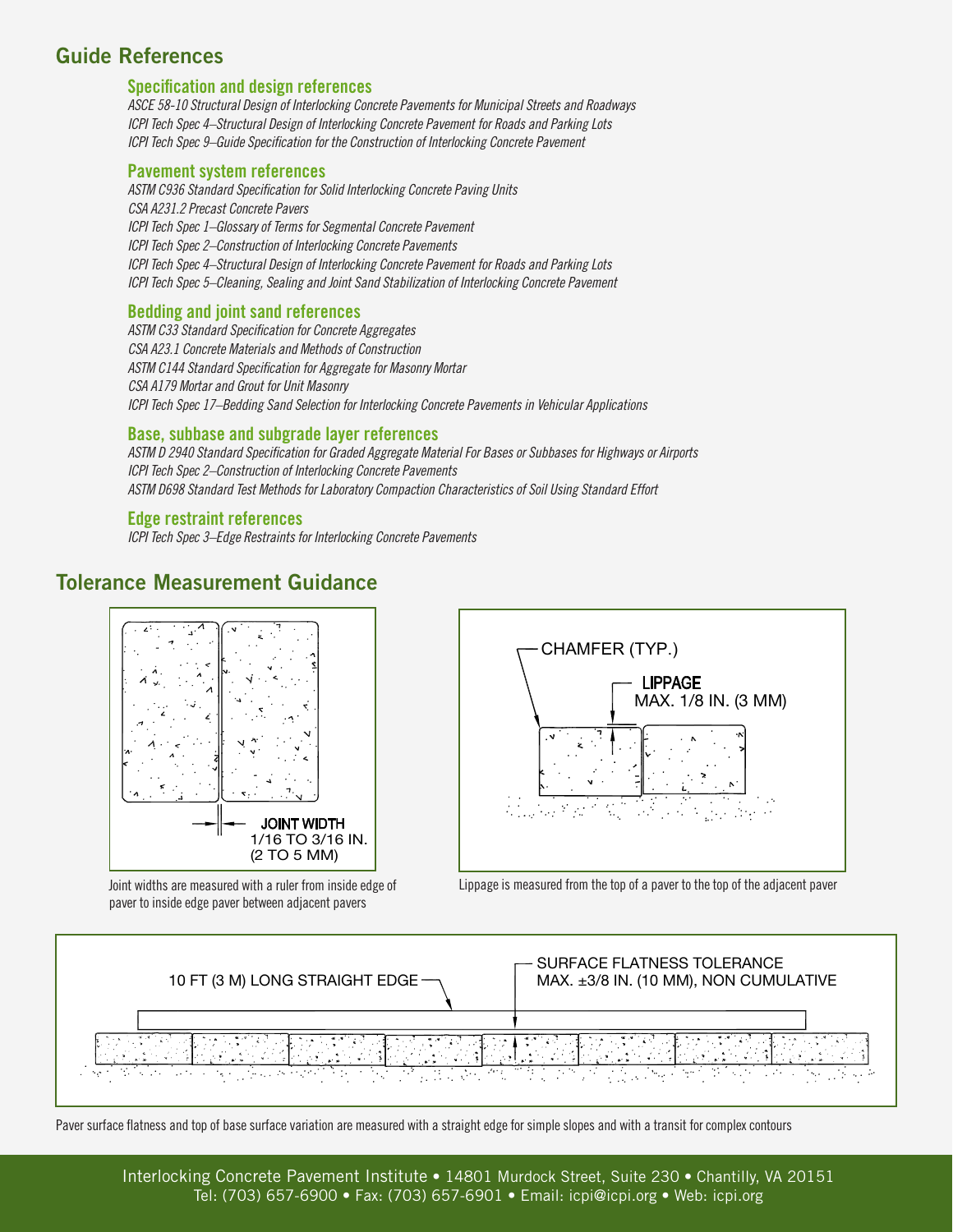## Guide References

### Specification and design references

*ASCE 58-10 Structural Design of Interlocking Concrete Pavements for Municipal Streets and Roadways*
*ICPI Tech Spec 4–Structural Design of Interlocking Concrete Pavement for Roads and Parking Lots*
*ICPI Tech Spec 9–Guide Specification for the Construction of Interlocking Concrete Pavement*

### Pavement system references

*ASTM C936 Standard Specification for Solid Interlocking Concrete Paving Units*
*CSA A231.2 Precast Concrete Pavers*
*ICPI Tech Spec 1–Glossary of Terms for Segmental Concrete Pavement*
*ICPI Tech Spec 2–Construction of Interlocking Concrete Pavements*
*ICPI Tech Spec 4–Structural Design of Interlocking Concrete Pavement for Roads and Parking Lots*
*ICPI Tech Spec 5–Cleaning, Sealing and Joint Sand Stabilization of Interlocking Concrete Pavement*

### Bedding and joint sand references

*ASTM C33 Standard Specification for Concrete Aggregates*
*CSA A23.1 Concrete Materials and Methods of Construction*
*ASTM C144 Standard Specification for Aggregate for Masonry Mortar*
*CSA A179 Mortar and Grout for Unit Masonry*
*ICPI Tech Spec 17–Bedding Sand Selection for Interlocking Concrete Pavements in Vehicular Applications*

### Base, subbase and subgrade layer references

*ASTM D 2940 Standard Specification for Graded Aggregate Material For Bases or Subbases for Highways or Airports*
*ICPI Tech Spec 2–Construction of Interlocking Concrete Pavements*
*ASTM D698 Standard Test Methods for Laboratory Compaction Characteristics of Soil Using Standard Effort*

### Edge restraint references

*ICPI Tech Spec 3–Edge Restraints for Interlocking Concrete Pavements*

## Tolerance Measurement Guidance

JOINT WIDTH
1/16 TO 3/16 IN.
(2 TO 5 MM)

Joint widths are measured with a ruler from inside edge of paver to inside edge paver between adjacent pavers

CHAMFER (TYP.)
LIPPAGE
MAX. 1/8 IN. (3 MM)

Lippage is measured from the top of a paver to the top of the adjacent paver

10 FT (3 M) LONG STRAIGHT EDGE
SURFACE FLATNESS TOLERANCE
MAX. ±3/8 IN. (10 MM), NON CUMULATIVE

Paver surface flatness and top of base surface variation are measured with a straight edge for simple slopes and with a transit for complex contours

Interlocking Concrete Pavement Institute • 14801 Murdock Street, Suite 230 • Chantilly, VA 20151
Tel: (703) 657-6900 • Fax: (703) 657-6901 • Email: icpi@icpi.org • Web: icpi.org